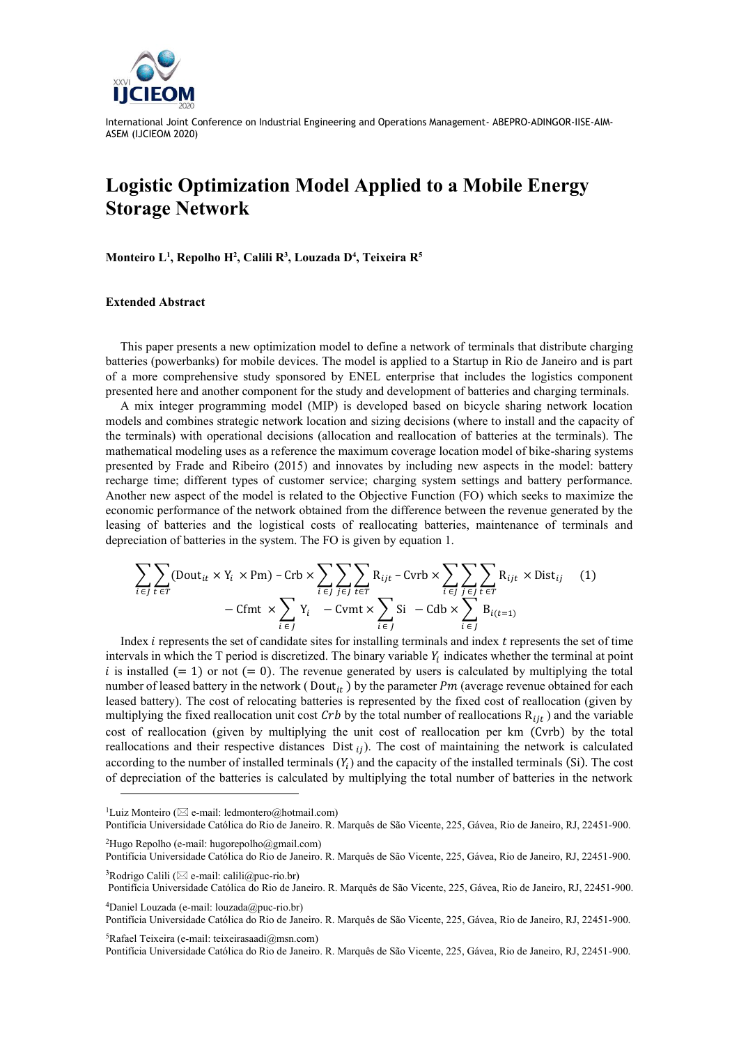International Joint Conference on Industrial Engineering and Operations Management- ABEPRO-ADINGOR-IISE-AIM-ASEM (IJCIEOM 2020)

# Logistic Optimization Model Applied to a Mobile Energy Storage Network

**Monteiro L[1], Repolho H[2], Calili R[3], Louzada D[4], Teixeira R[5]**

### Extended Abstract

This paper presents a new optimization model to define a network of terminals that distribute charging batteries (powerbanks) for mobile devices. The model is applied to a Startup in Rio de Janeiro and is part of a more comprehensive study sponsored by ENEL enterprise that includes the logistics component presented here and another component for the study and development of batteries and charging terminals.

A mix integer programming model (MIP) is developed based on bicycle sharing network location models and combines strategic network location and sizing decisions (where to install and the capacity of the terminals) with operational decisions (allocation and reallocation of batteries at the terminals). The mathematical modeling uses as a reference the maximum coverage location model of bike-sharing systems presented by Frade and Ribeiro (2015) and innovates by including new aspects in the model: battery recharge time; different types of customer service; charging system settings and battery performance. Another new aspect of the model is related to the Objective Function (FO) which seeks to maximize the economic performance of the network obtained from the difference between the revenue generated by the leasing of batteries and the logistical costs of reallocating batteries, maintenance of terminals and depreciation of batteries in the system. The FO is given by equation 1.

$$\sum_{i \in J} \sum_{t \in T} (\mathrm{Dout}_{it} \times \mathrm{Y}_i \times \mathrm{Pm}) - \mathrm{Crb} \times \sum_{i \in J} \sum_{j \in J} \sum_{t \in T} \mathrm{R}_{ijt} - \mathrm{Cvrb} \times \sum_{i \in J} \sum_{j \in J} \sum_{t \in T} \mathrm{R}_{ijt} \times \mathrm{Dist}_{ij} \quad (1)$$
$$- \mathrm{Cfmt} \times \sum_{i \in J} \mathrm{Y}_i \quad - \mathrm{Cvmt} \times \sum_{i \in J} \mathrm{Si} \quad - \mathrm{Cdb} \times \sum_{i \in J} \mathrm{B}_{i(t=1)}$$

Index $i$ represents the set of candidate sites for installing terminals and index $t$ represents the set of time intervals in which the T period is discretized. The binary variable $Y_i$ indicates whether the terminal at point $i$ is installed $(= 1)$ or not $(= 0)$. The revenue generated by users is calculated by multiplying the total number of leased battery in the network ( $\mathrm{Dout}_{it}$ ) by the parameter $Pm$ (average revenue obtained for each leased battery). The cost of relocating batteries is represented by the fixed cost of reallocation (given by multiplying the fixed reallocation unit cost $Crb$ by the total number of reallocations $\mathrm{R}_{ijt}$ ) and the variable cost of reallocation (given by multiplying the unit cost of reallocation per km ($\mathrm{Cvrb}$) by the total reallocations and their respective distances $\mathrm{Dist}_{ij}$). The cost of maintaining the network is calculated according to the number of installed terminals ($Y_i$) and the capacity of the installed terminals ($\mathrm{Si}$). The cost of depreciation of the batteries is calculated by multiplying the total number of batteries in the network

---

[1]Luiz Monteiro (✉ e-mail: ledmontero@hotmail.com)
Pontifícia Universidade Católica do Rio de Janeiro. R. Marquês de São Vicente, 225, Gávea, Rio de Janeiro, RJ, 22451-900.

[2]Hugo Repolho (e-mail: hugorepolho@gmail.com)
Pontifícia Universidade Católica do Rio de Janeiro. R. Marquês de São Vicente, 225, Gávea, Rio de Janeiro, RJ, 22451-900.

[3]Rodrigo Calili (✉ e-mail: calili@puc-rio.br)
Pontifícia Universidade Católica do Rio de Janeiro. R. Marquês de São Vicente, 225, Gávea, Rio de Janeiro, RJ, 22451-900.

[4]Daniel Louzada (e-mail: louzada@puc-rio.br)
Pontifícia Universidade Católica do Rio de Janeiro. R. Marquês de São Vicente, 225, Gávea, Rio de Janeiro, RJ, 22451-900.

[5]Rafael Teixeira (e-mail: teixeirasaadi@msn.com)
Pontifícia Universidade Católica do Rio de Janeiro. R. Marquês de São Vicente, 225, Gávea, Rio de Janeiro, RJ, 22451-900.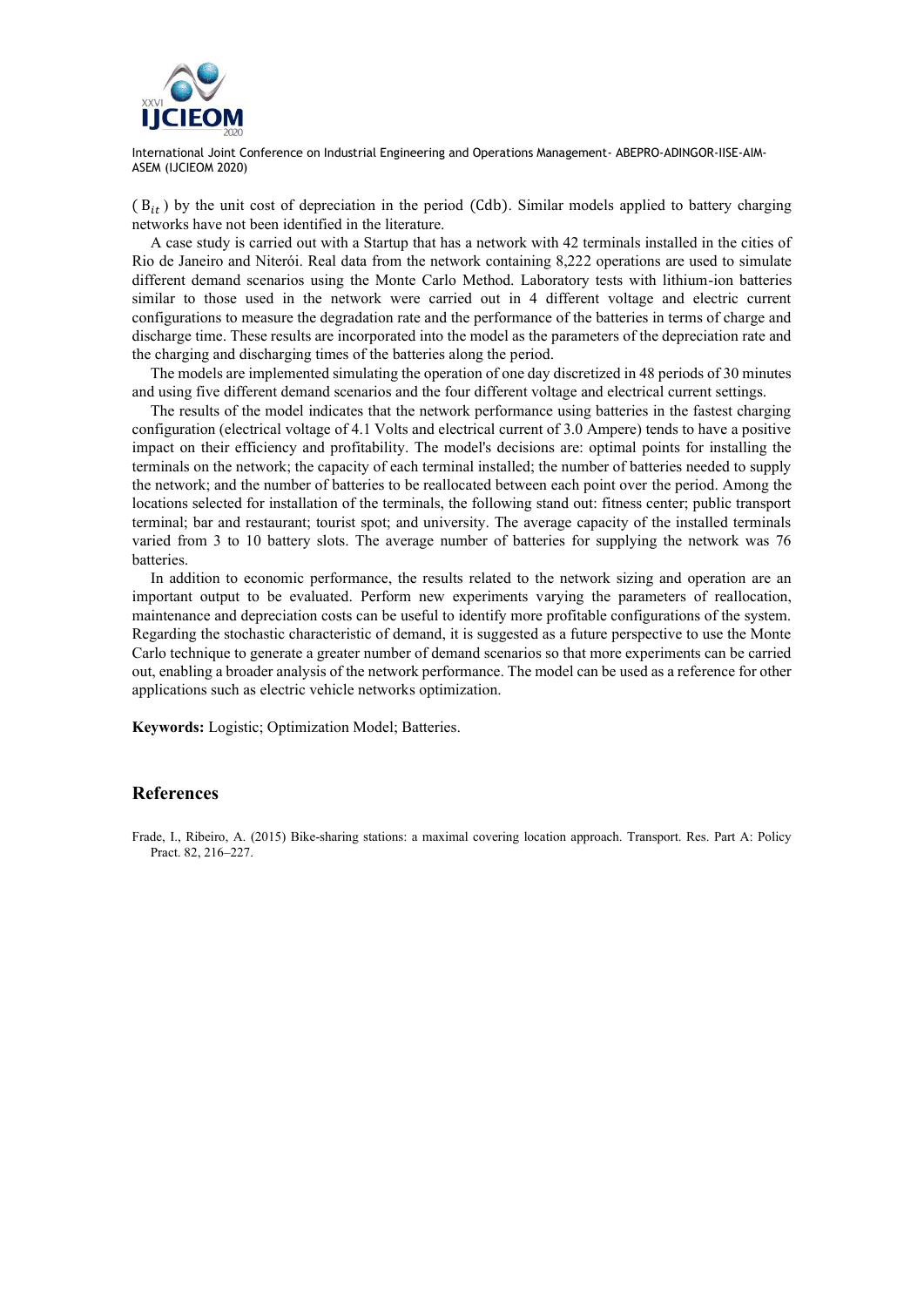( $B_{it}$ ) by the unit cost of depreciation in the period (Cdb). Similar models applied to battery charging networks have not been identified in the literature.

A case study is carried out with a Startup that has a network with 42 terminals installed in the cities of Rio de Janeiro and Niterói. Real data from the network containing 8,222 operations are used to simulate different demand scenarios using the Monte Carlo Method. Laboratory tests with lithium-ion batteries similar to those used in the network were carried out in 4 different voltage and electric current configurations to measure the degradation rate and the performance of the batteries in terms of charge and discharge time. These results are incorporated into the model as the parameters of the depreciation rate and the charging and discharging times of the batteries along the period.

The models are implemented simulating the operation of one day discretized in 48 periods of 30 minutes and using five different demand scenarios and the four different voltage and electrical current settings.

The results of the model indicates that the network performance using batteries in the fastest charging configuration (electrical voltage of 4.1 Volts and electrical current of 3.0 Ampere) tends to have a positive impact on their efficiency and profitability. The model's decisions are: optimal points for installing the terminals on the network; the capacity of each terminal installed; the number of batteries needed to supply the network; and the number of batteries to be reallocated between each point over the period. Among the locations selected for installation of the terminals, the following stand out: fitness center; public transport terminal; bar and restaurant; tourist spot; and university. The average capacity of the installed terminals varied from 3 to 10 battery slots. The average number of batteries for supplying the network was 76 batteries.

In addition to economic performance, the results related to the network sizing and operation are an important output to be evaluated. Perform new experiments varying the parameters of reallocation, maintenance and depreciation costs can be useful to identify more profitable configurations of the system. Regarding the stochastic characteristic of demand, it is suggested as a future perspective to use the Monte Carlo technique to generate a greater number of demand scenarios so that more experiments can be carried out, enabling a broader analysis of the network performance. The model can be used as a reference for other applications such as electric vehicle networks optimization.

**Keywords:** Logistic; Optimization Model; Batteries.

## References

Frade, I., Ribeiro, A. (2015) Bike-sharing stations: a maximal covering location approach. Transport. Res. Part A: Policy Pract. 82, 216–227.